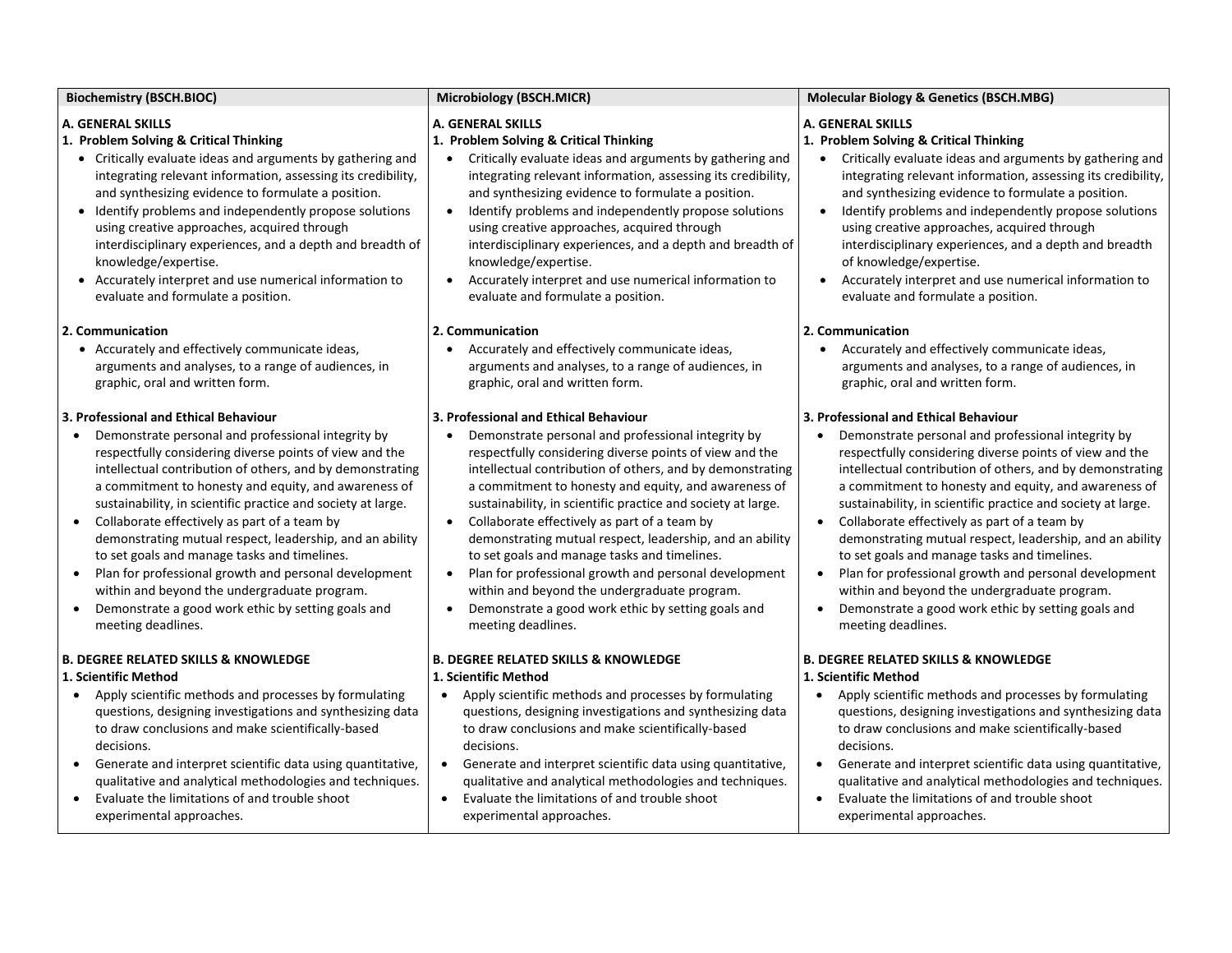| Biochemistry (BSCH.BIOC) | Microbiology (BSCH.MICR) | Molecular Biology & Genetics (BSCH.MBG) |
|---|---|---|
| **A. GENERAL SKILLS**<br>**1. Problem Solving & Critical Thinking**<br>• Critically evaluate ideas and arguments by gathering and integrating relevant information, assessing its credibility, and synthesizing evidence to formulate a position.<br>• Identify problems and independently propose solutions using creative approaches, acquired through interdisciplinary experiences, and a depth and breadth of knowledge/expertise.<br>• Accurately interpret and use numerical information to evaluate and formulate a position. | **A. GENERAL SKILLS**<br>**1. Problem Solving & Critical Thinking**<br>• Critically evaluate ideas and arguments by gathering and integrating relevant information, assessing its credibility, and synthesizing evidence to formulate a position.<br>• Identify problems and independently propose solutions using creative approaches, acquired through interdisciplinary experiences, and a depth and breadth of knowledge/expertise.<br>• Accurately interpret and use numerical information to evaluate and formulate a position. | **A. GENERAL SKILLS**<br>**1. Problem Solving & Critical Thinking**<br>• Critically evaluate ideas and arguments by gathering and integrating relevant information, assessing its credibility, and synthesizing evidence to formulate a position.<br>• Identify problems and independently propose solutions using creative approaches, acquired through interdisciplinary experiences, and a depth and breadth of knowledge/expertise.<br>• Accurately interpret and use numerical information to evaluate and formulate a position. |
| **2. Communication**<br>• Accurately and effectively communicate ideas, arguments and analyses, to a range of audiences, in graphic, oral and written form. | **2. Communication**<br>• Accurately and effectively communicate ideas, arguments and analyses, to a range of audiences, in graphic, oral and written form. | **2. Communication**<br>• Accurately and effectively communicate ideas, arguments and analyses, to a range of audiences, in graphic, oral and written form. |
| **3. Professional and Ethical Behaviour**<br>• Demonstrate personal and professional integrity by respectfully considering diverse points of view and the intellectual contribution of others, and by demonstrating a commitment to honesty and equity, and awareness of sustainability, in scientific practice and society at large.<br>• Collaborate effectively as part of a team by demonstrating mutual respect, leadership, and an ability to set goals and manage tasks and timelines.<br>• Plan for professional growth and personal development within and beyond the undergraduate program.<br>• Demonstrate a good work ethic by setting goals and meeting deadlines. | **3. Professional and Ethical Behaviour**<br>• Demonstrate personal and professional integrity by respectfully considering diverse points of view and the intellectual contribution of others, and by demonstrating a commitment to honesty and equity, and awareness of sustainability, in scientific practice and society at large.<br>• Collaborate effectively as part of a team by demonstrating mutual respect, leadership, and an ability to set goals and manage tasks and timelines.<br>• Plan for professional growth and personal development within and beyond the undergraduate program.<br>• Demonstrate a good work ethic by setting goals and meeting deadlines. | **3. Professional and Ethical Behaviour**<br>• Demonstrate personal and professional integrity by respectfully considering diverse points of view and the intellectual contribution of others, and by demonstrating a commitment to honesty and equity, and awareness of sustainability, in scientific practice and society at large.<br>• Collaborate effectively as part of a team by demonstrating mutual respect, leadership, and an ability to set goals and manage tasks and timelines.<br>• Plan for professional growth and personal development within and beyond the undergraduate program.<br>• Demonstrate a good work ethic by setting goals and meeting deadlines. |
| **B. DEGREE RELATED SKILLS & KNOWLEDGE**<br>**1. Scientific Method**<br>• Apply scientific methods and processes by formulating questions, designing investigations and synthesizing data to draw conclusions and make scientifically-based decisions.<br>• Generate and interpret scientific data using quantitative, qualitative and analytical methodologies and techniques.<br>• Evaluate the limitations of and trouble shoot experimental approaches. | **B. DEGREE RELATED SKILLS & KNOWLEDGE**<br>**1. Scientific Method**<br>• Apply scientific methods and processes by formulating questions, designing investigations and synthesizing data to draw conclusions and make scientifically-based decisions.<br>• Generate and interpret scientific data using quantitative, qualitative and analytical methodologies and techniques.<br>• Evaluate the limitations of and trouble shoot experimental approaches. | **B. DEGREE RELATED SKILLS & KNOWLEDGE**<br>**1. Scientific Method**<br>• Apply scientific methods and processes by formulating questions, designing investigations and synthesizing data to draw conclusions and make scientifically-based decisions.<br>• Generate and interpret scientific data using quantitative, qualitative and analytical methodologies and techniques.<br>• Evaluate the limitations of and trouble shoot experimental approaches. |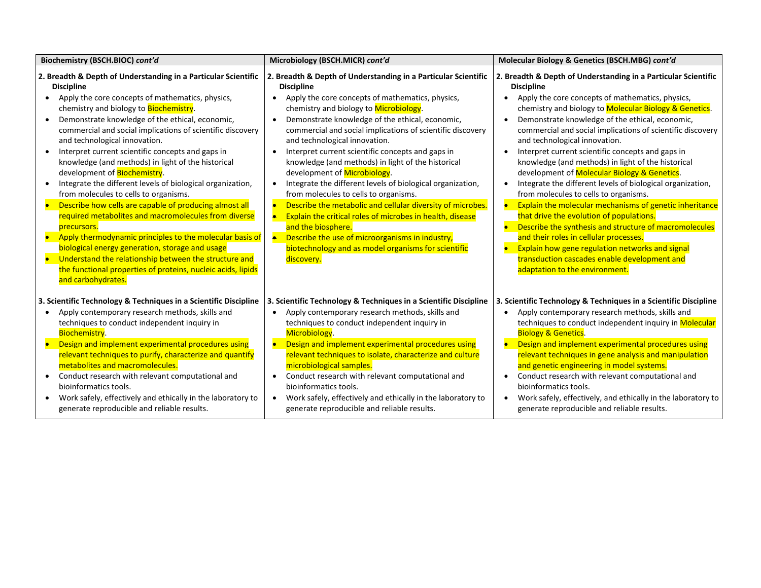| Biochemistry (BSCH.BIOC) *cont'd* | Microbiology (BSCH.MICR) *cont'd* | Molecular Biology & Genetics (BSCH.MBG) *cont'd* |
|---|---|---|
| **2. Breadth & Depth of Understanding in a Particular Scientific Discipline**<br>• Apply the core concepts of mathematics, physics, chemistry and biology to Biochemistry.<br>• Demonstrate knowledge of the ethical, economic, commercial and social implications of scientific discovery and technological innovation.<br>• Interpret current scientific concepts and gaps in knowledge (and methods) in light of the historical development of Biochemistry.<br>• Integrate the different levels of biological organization, from molecules to cells to organisms.<br>• Describe how cells are capable of producing almost all required metabolites and macromolecules from diverse precursors.<br>• Apply thermodynamic principles to the molecular basis of biological energy generation, storage and usage<br>• Understand the relationship between the structure and the functional properties of proteins, nucleic acids, lipids and carbohydrates. | **2. Breadth & Depth of Understanding in a Particular Scientific Discipline**<br>• Apply the core concepts of mathematics, physics, chemistry and biology to Microbiology.<br>• Demonstrate knowledge of the ethical, economic, commercial and social implications of scientific discovery and technological innovation.<br>• Interpret current scientific concepts and gaps in knowledge (and methods) in light of the historical development of Microbiology.<br>• Integrate the different levels of biological organization, from molecules to cells to organisms.<br>• Describe the metabolic and cellular diversity of microbes.<br>• Explain the critical roles of microbes in health, disease and the biosphere.<br>• Describe the use of microorganisms in industry, biotechnology and as model organisms for scientific discovery. | **2. Breadth & Depth of Understanding in a Particular Scientific Discipline**<br>• Apply the core concepts of mathematics, physics, chemistry and biology to Molecular Biology & Genetics.<br>• Demonstrate knowledge of the ethical, economic, commercial and social implications of scientific discovery and technological innovation.<br>• Interpret current scientific concepts and gaps in knowledge (and methods) in light of the historical development of Molecular Biology & Genetics.<br>• Integrate the different levels of biological organization, from molecules to cells to organisms.<br>• Explain the molecular mechanisms of genetic inheritance that drive the evolution of populations.<br>• Describe the synthesis and structure of macromolecules and their roles in cellular processes.<br>• Explain how gene regulation networks and signal transduction cascades enable development and adaptation to the environment. |
| **3. Scientific Technology & Techniques in a Scientific Discipline**<br>• Apply contemporary research methods, skills and techniques to conduct independent inquiry in Biochemistry.<br>• Design and implement experimental procedures using relevant techniques to purify, characterize and quantify metabolites and macromolecules.<br>• Conduct research with relevant computational and bioinformatics tools.<br>• Work safely, effectively and ethically in the laboratory to generate reproducible and reliable results. | **3. Scientific Technology & Techniques in a Scientific Discipline**<br>• Apply contemporary research methods, skills and techniques to conduct independent inquiry in Microbiology.<br>• Design and implement experimental procedures using relevant techniques to isolate, characterize and culture microbiological samples.<br>• Conduct research with relevant computational and bioinformatics tools.<br>• Work safely, effectively and ethically in the laboratory to generate reproducible and reliable results. | **3. Scientific Technology & Techniques in a Scientific Discipline**<br>• Apply contemporary research methods, skills and techniques to conduct independent inquiry in Molecular Biology & Genetics.<br>• Design and implement experimental procedures using relevant techniques in gene analysis and manipulation and genetic engineering in model systems.<br>• Conduct research with relevant computational and bioinformatics tools.<br>• Work safely, effectively, and ethically in the laboratory to generate reproducible and reliable results. |